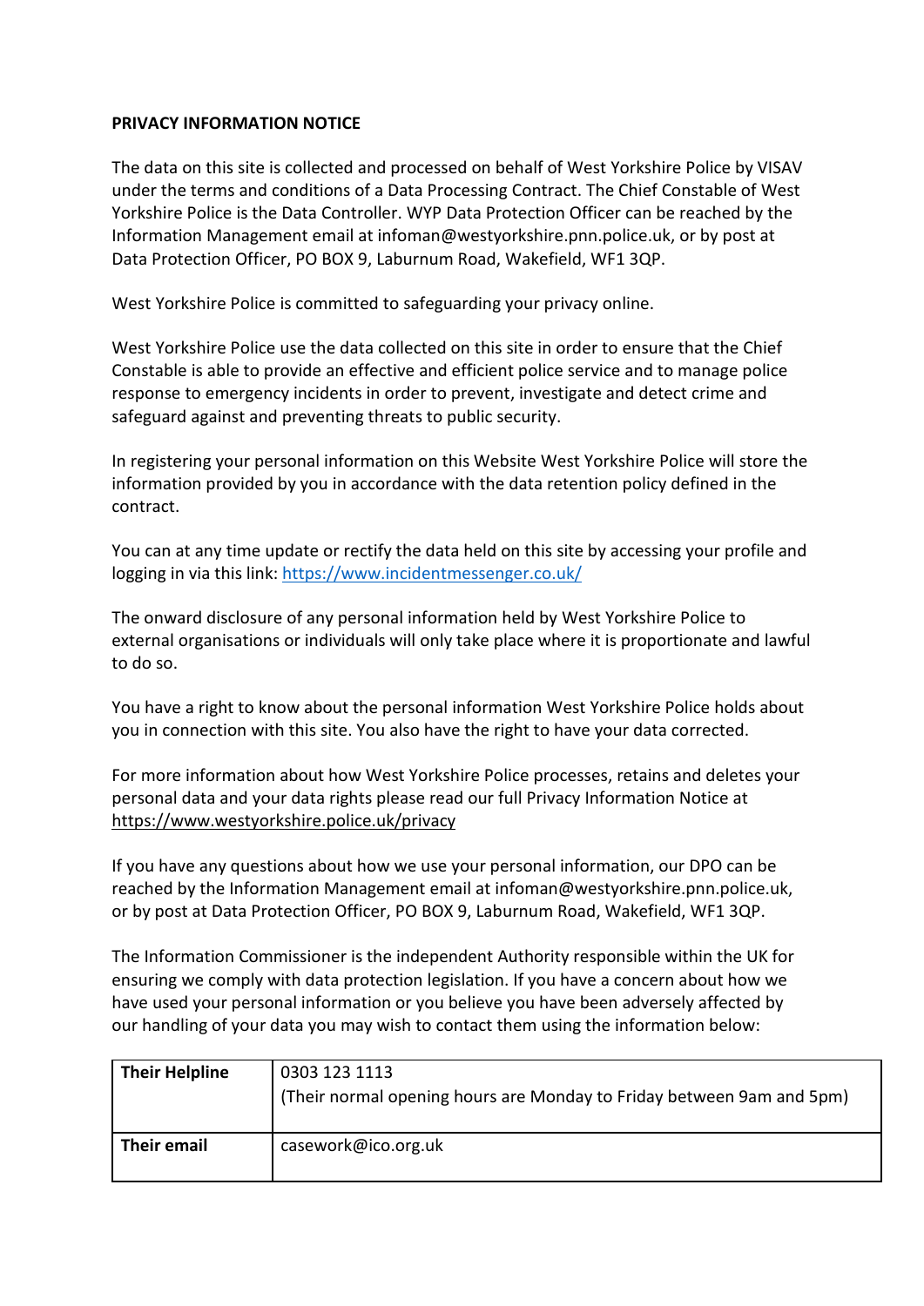**PRIVACY INFORMATION NOTICE**

The data on this site is collected and processed on behalf of West Yorkshire Police by VISAV under the terms and conditions of a Data Processing Contract. The Chief Constable of West Yorkshire Police is the Data Controller. WYP Data Protection Officer can be reached by the Information Management email at infoman@westyorkshire.pnn.police.uk, or by post at Data Protection Officer, PO BOX 9, Laburnum Road, Wakefield, WF1 3QP.

West Yorkshire Police is committed to safeguarding your privacy online.

West Yorkshire Police use the data collected on this site in order to ensure that the Chief Constable is able to provide an effective and efficient police service and to manage police response to emergency incidents in order to prevent, investigate and detect crime and safeguard against and preventing threats to public security.

In registering your personal information on this Website West Yorkshire Police will store the information provided by you in accordance with the data retention policy defined in the contract.

You can at any time update or rectify the data held on this site by accessing your profile and logging in via this link: [https://www.incidentmessenger.co.uk/](https://www.incidentmessenger.co.uk/)

The onward disclosure of any personal information held by West Yorkshire Police to external organisations or individuals will only take place where it is proportionate and lawful to do so.

You have a right to know about the personal information West Yorkshire Police holds about you in connection with this site. You also have the right to have your data corrected.

For more information about how West Yorkshire Police processes, retains and deletes your personal data and your data rights please read our full Privacy Information Notice at https://www.westyorkshire.police.uk/privacy

If you have any questions about how we use your personal information, our DPO can be reached by the Information Management email at infoman@westyorkshire.pnn.police.uk, or by post at Data Protection Officer, PO BOX 9, Laburnum Road, Wakefield, WF1 3QP.

The Information Commissioner is the independent Authority responsible within the UK for ensuring we comply with data protection legislation. If you have a concern about how we have used your personal information or you believe you have been adversely affected by our handling of your data you may wish to contact them using the information below:

| **Their Helpline** | 0303 123 1113<br>(Their normal opening hours are Monday to Friday between 9am and 5pm) |
|---|---|
| **Their email** | casework@ico.org.uk |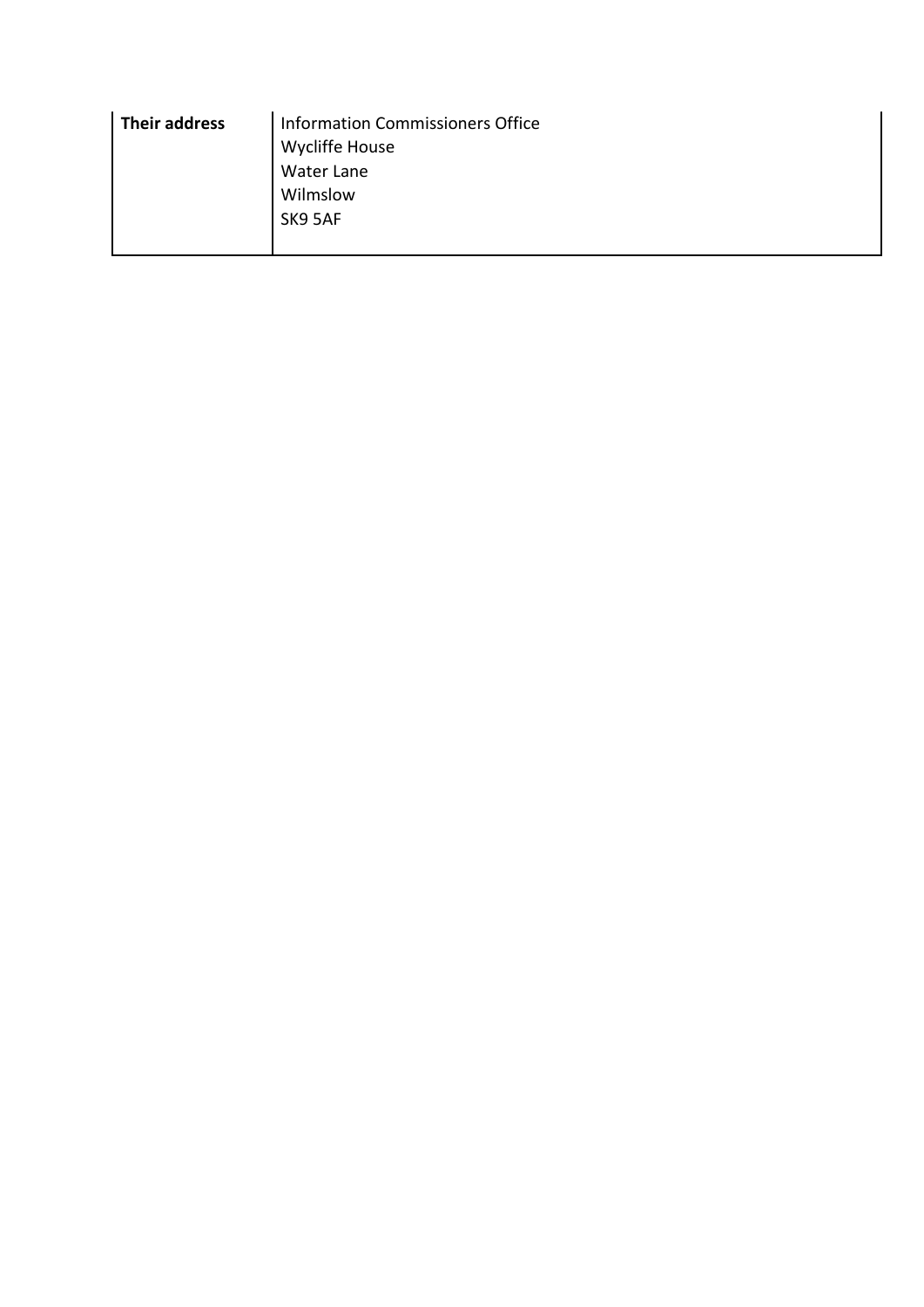| | |
|---|---|
| **Their address** | Information Commissioners Office<br>Wycliffe House<br>Water Lane<br>Wilmslow<br>SK9 5AF |